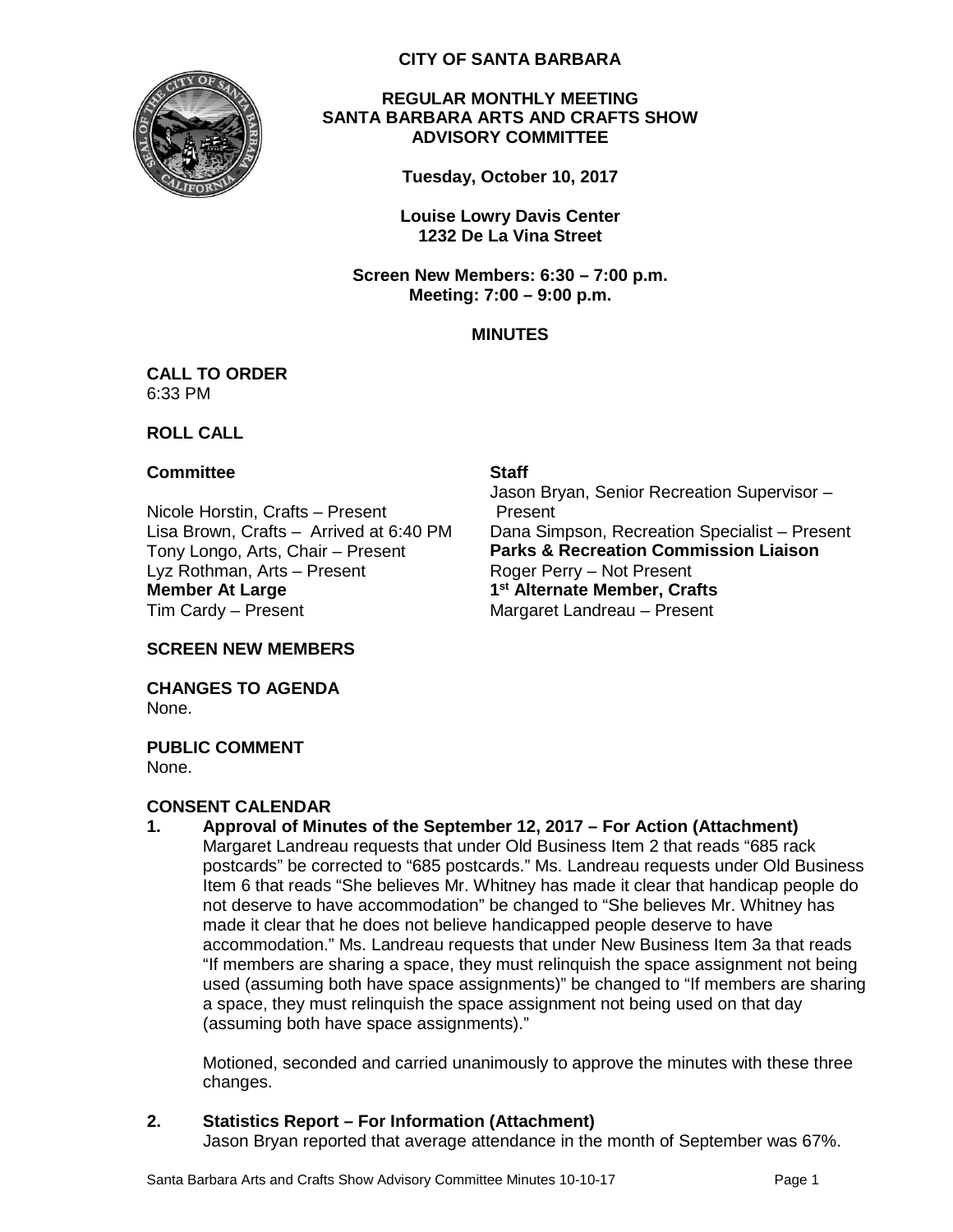# CITY OF SANTA BARBARA

**REGULAR MONTHLY MEETING**
**SANTA BARBARA ARTS AND CRAFTS SHOW ADVISORY COMMITTEE**

**Tuesday, October 10, 2017**

**Louise Lowry Davis Center**
**1232 De La Vina Street**

**Screen New Members: 6:30 – 7:00 p.m.**
**Meeting: 7:00 – 9:00 p.m.**

## MINUTES

**CALL TO ORDER**
6:33 PM

**ROLL CALL**

**Committee**

Nicole Horstin, Crafts – Present
Lisa Brown, Crafts – Arrived at 6:40 PM
Tony Longo, Arts, Chair – Present
Lyz Rothman, Arts – Present

**Member At Large**
Tim Cardy – Present

**Staff**
Jason Bryan, Senior Recreation Supervisor – Present
Dana Simpson, Recreation Specialist – Present

**Parks & Recreation Commission Liaison**
Roger Perry – Not Present

**1st Alternate Member, Crafts**
Margaret Landreau – Present

**SCREEN NEW MEMBERS**

**CHANGES TO AGENDA**
None.

**PUBLIC COMMENT**
None.

**CONSENT CALENDAR**

1. **Approval of Minutes of the September 12, 2017 – For Action (Attachment)**
   Margaret Landreau requests that under Old Business Item 2 that reads "685 rack postcards" be corrected to "685 postcards." Ms. Landreau requests under Old Business Item 6 that reads "She believes Mr. Whitney has made it clear that handicap people do not deserve to have accommodation" be changed to "She believes Mr. Whitney has made it clear that he does not believe handicapped people deserve to have accommodation." Ms. Landreau requests that under New Business Item 3a that reads "If members are sharing a space, they must relinquish the space assignment not being used (assuming both have space assignments)" be changed to "If members are sharing a space, they must relinquish the space assignment not being used on that day (assuming both have space assignments)."

   Motioned, seconded and carried unanimously to approve the minutes with these three changes.

2. **Statistics Report – For Information (Attachment)**
   Jason Bryan reported that average attendance in the month of September was 67%.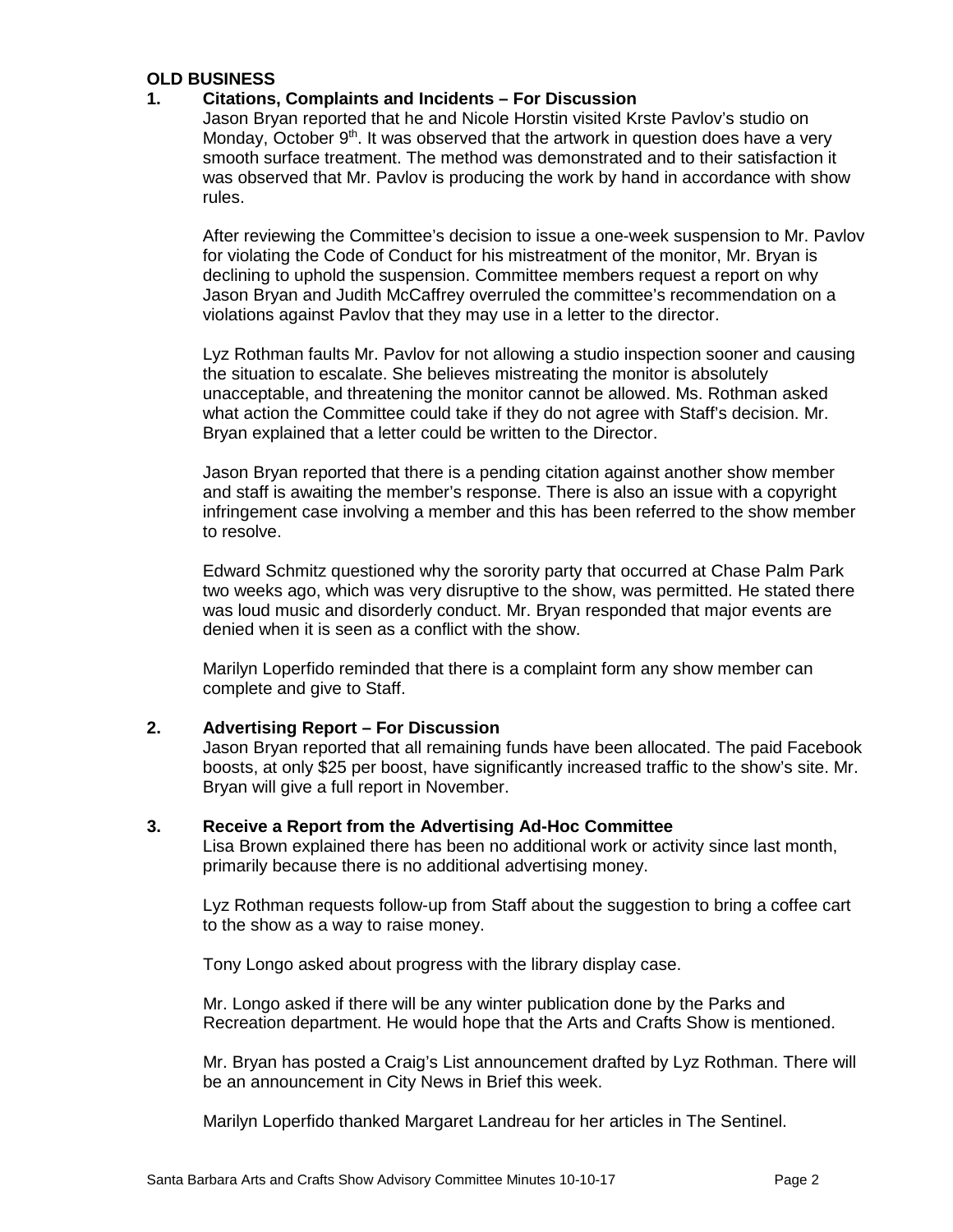**OLD BUSINESS**

**1. Citations, Complaints and Incidents – For Discussion**

Jason Bryan reported that he and Nicole Horstin visited Krste Pavlov's studio on Monday, October 9th. It was observed that the artwork in question does have a very smooth surface treatment. The method was demonstrated and to their satisfaction it was observed that Mr. Pavlov is producing the work by hand in accordance with show rules.

After reviewing the Committee's decision to issue a one-week suspension to Mr. Pavlov for violating the Code of Conduct for his mistreatment of the monitor, Mr. Bryan is declining to uphold the suspension. Committee members request a report on why Jason Bryan and Judith McCaffrey overruled the committee's recommendation on a violations against Pavlov that they may use in a letter to the director.

Lyz Rothman faults Mr. Pavlov for not allowing a studio inspection sooner and causing the situation to escalate. She believes mistreating the monitor is absolutely unacceptable, and threatening the monitor cannot be allowed. Ms. Rothman asked what action the Committee could take if they do not agree with Staff's decision. Mr. Bryan explained that a letter could be written to the Director.

Jason Bryan reported that there is a pending citation against another show member and staff is awaiting the member's response. There is also an issue with a copyright infringement case involving a member and this has been referred to the show member to resolve.

Edward Schmitz questioned why the sorority party that occurred at Chase Palm Park two weeks ago, which was very disruptive to the show, was permitted. He stated there was loud music and disorderly conduct. Mr. Bryan responded that major events are denied when it is seen as a conflict with the show.

Marilyn Loperfido reminded that there is a complaint form any show member can complete and give to Staff.

**2. Advertising Report – For Discussion**

Jason Bryan reported that all remaining funds have been allocated. The paid Facebook boosts, at only $25 per boost, have significantly increased traffic to the show's site. Mr. Bryan will give a full report in November.

**3. Receive a Report from the Advertising Ad-Hoc Committee**

Lisa Brown explained there has been no additional work or activity since last month, primarily because there is no additional advertising money.

Lyz Rothman requests follow-up from Staff about the suggestion to bring a coffee cart to the show as a way to raise money.

Tony Longo asked about progress with the library display case.

Mr. Longo asked if there will be any winter publication done by the Parks and Recreation department. He would hope that the Arts and Crafts Show is mentioned.

Mr. Bryan has posted a Craig's List announcement drafted by Lyz Rothman. There will be an announcement in City News in Brief this week.

Marilyn Loperfido thanked Margaret Landreau for her articles in The Sentinel.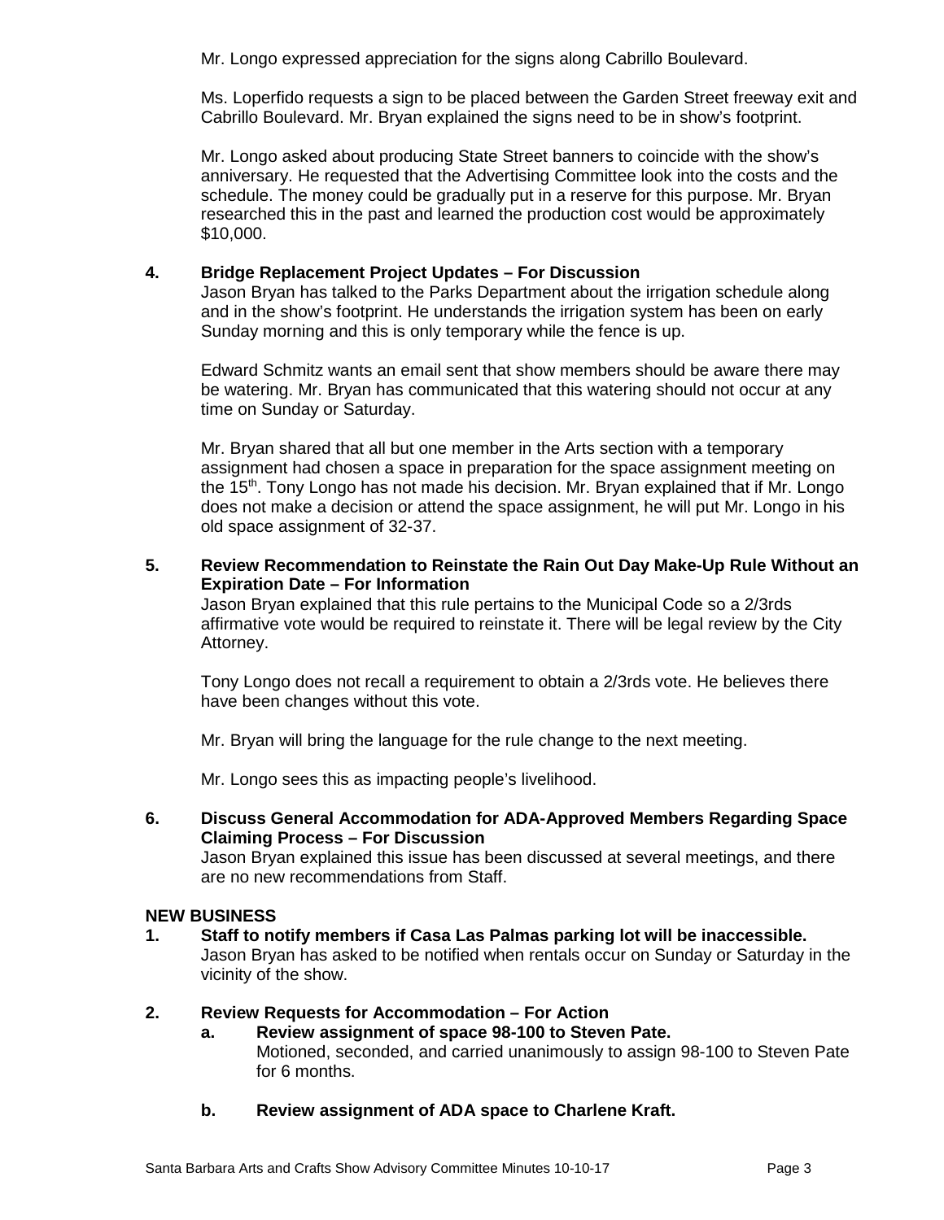Mr. Longo expressed appreciation for the signs along Cabrillo Boulevard.

Ms. Loperfido requests a sign to be placed between the Garden Street freeway exit and Cabrillo Boulevard. Mr. Bryan explained the signs need to be in show's footprint.

Mr. Longo asked about producing State Street banners to coincide with the show's anniversary. He requested that the Advertising Committee look into the costs and the schedule. The money could be gradually put in a reserve for this purpose. Mr. Bryan researched this in the past and learned the production cost would be approximately $10,000.

**4. Bridge Replacement Project Updates – For Discussion**

Jason Bryan has talked to the Parks Department about the irrigation schedule along and in the show's footprint. He understands the irrigation system has been on early Sunday morning and this is only temporary while the fence is up.

Edward Schmitz wants an email sent that show members should be aware there may be watering. Mr. Bryan has communicated that this watering should not occur at any time on Sunday or Saturday.

Mr. Bryan shared that all but one member in the Arts section with a temporary assignment had chosen a space in preparation for the space assignment meeting on the 15th. Tony Longo has not made his decision. Mr. Bryan explained that if Mr. Longo does not make a decision or attend the space assignment, he will put Mr. Longo in his old space assignment of 32-37.

**5. Review Recommendation to Reinstate the Rain Out Day Make-Up Rule Without an Expiration Date – For Information**

Jason Bryan explained that this rule pertains to the Municipal Code so a 2/3rds affirmative vote would be required to reinstate it. There will be legal review by the City Attorney.

Tony Longo does not recall a requirement to obtain a 2/3rds vote. He believes there have been changes without this vote.

Mr. Bryan will bring the language for the rule change to the next meeting.

Mr. Longo sees this as impacting people's livelihood.

**6. Discuss General Accommodation for ADA-Approved Members Regarding Space Claiming Process – For Discussion**

Jason Bryan explained this issue has been discussed at several meetings, and there are no new recommendations from Staff.

**NEW BUSINESS**

**1. Staff to notify members if Casa Las Palmas parking lot will be inaccessible.**

Jason Bryan has asked to be notified when rentals occur on Sunday or Saturday in the vicinity of the show.

**2. Review Requests for Accommodation – For Action**

**a. Review assignment of space 98-100 to Steven Pate.**

Motioned, seconded, and carried unanimously to assign 98-100 to Steven Pate for 6 months.

**b. Review assignment of ADA space to Charlene Kraft.**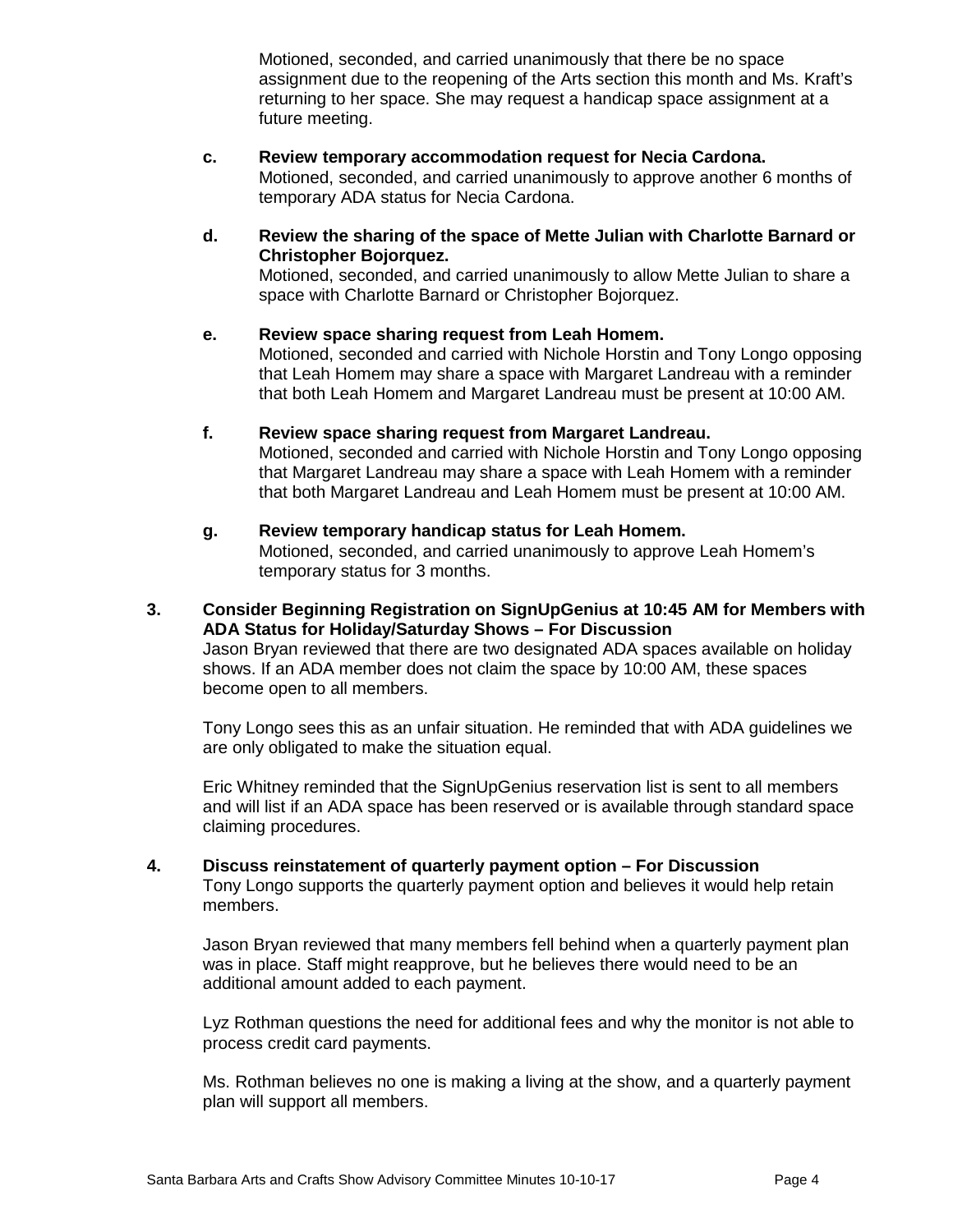Motioned, seconded, and carried unanimously that there be no space assignment due to the reopening of the Arts section this month and Ms. Kraft's returning to her space. She may request a handicap space assignment at a future meeting.

**c. Review temporary accommodation request for Necia Cardona.**
Motioned, seconded, and carried unanimously to approve another 6 months of temporary ADA status for Necia Cardona.

**d. Review the sharing of the space of Mette Julian with Charlotte Barnard or Christopher Bojorquez.**
Motioned, seconded, and carried unanimously to allow Mette Julian to share a space with Charlotte Barnard or Christopher Bojorquez.

**e. Review space sharing request from Leah Homem.**
Motioned, seconded and carried with Nichole Horstin and Tony Longo opposing that Leah Homem may share a space with Margaret Landreau with a reminder that both Leah Homem and Margaret Landreau must be present at 10:00 AM.

**f. Review space sharing request from Margaret Landreau.**
Motioned, seconded and carried with Nichole Horstin and Tony Longo opposing that Margaret Landreau may share a space with Leah Homem with a reminder that both Margaret Landreau and Leah Homem must be present at 10:00 AM.

**g. Review temporary handicap status for Leah Homem.**
Motioned, seconded, and carried unanimously to approve Leah Homem's temporary status for 3 months.

**3. Consider Beginning Registration on SignUpGenius at 10:45 AM for Members with ADA Status for Holiday/Saturday Shows – For Discussion**

Jason Bryan reviewed that there are two designated ADA spaces available on holiday shows. If an ADA member does not claim the space by 10:00 AM, these spaces become open to all members.

Tony Longo sees this as an unfair situation. He reminded that with ADA guidelines we are only obligated to make the situation equal.

Eric Whitney reminded that the SignUpGenius reservation list is sent to all members and will list if an ADA space has been reserved or is available through standard space claiming procedures.

**4. Discuss reinstatement of quarterly payment option – For Discussion**

Tony Longo supports the quarterly payment option and believes it would help retain members.

Jason Bryan reviewed that many members fell behind when a quarterly payment plan was in place. Staff might reapprove, but he believes there would need to be an additional amount added to each payment.

Lyz Rothman questions the need for additional fees and why the monitor is not able to process credit card payments.

Ms. Rothman believes no one is making a living at the show, and a quarterly payment plan will support all members.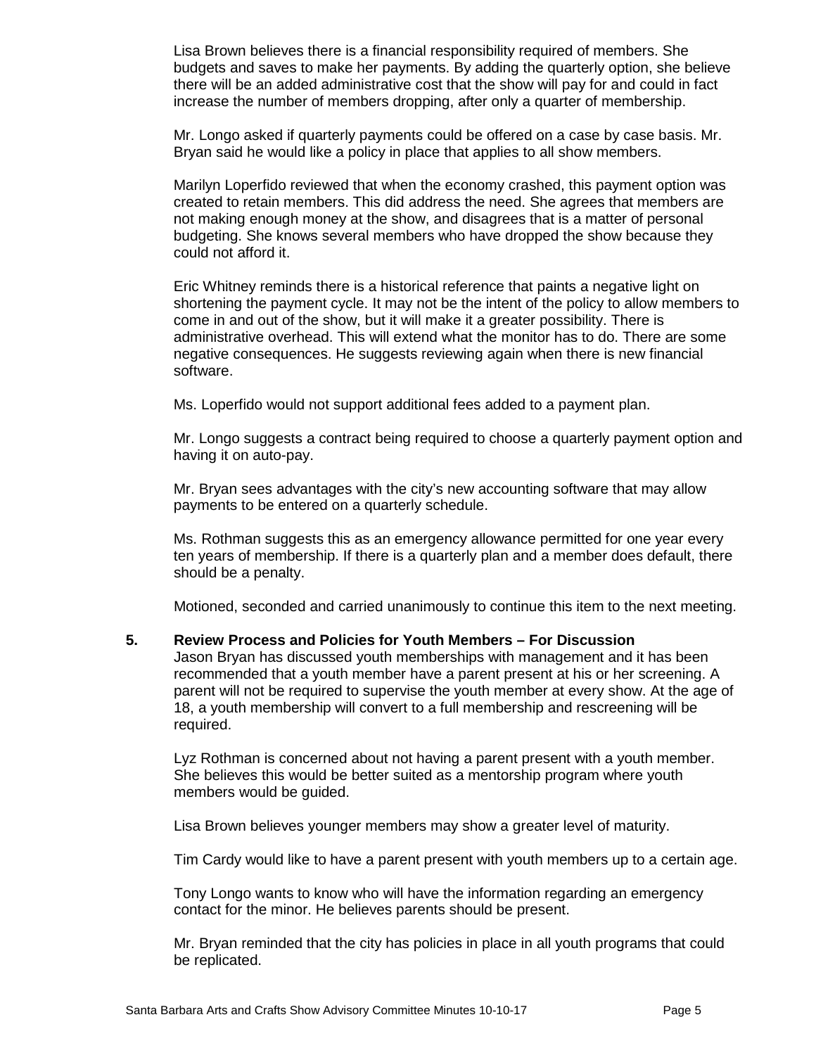Lisa Brown believes there is a financial responsibility required of members. She budgets and saves to make her payments. By adding the quarterly option, she believe there will be an added administrative cost that the show will pay for and could in fact increase the number of members dropping, after only a quarter of membership.

Mr. Longo asked if quarterly payments could be offered on a case by case basis. Mr. Bryan said he would like a policy in place that applies to all show members.

Marilyn Loperfido reviewed that when the economy crashed, this payment option was created to retain members. This did address the need. She agrees that members are not making enough money at the show, and disagrees that is a matter of personal budgeting. She knows several members who have dropped the show because they could not afford it.

Eric Whitney reminds there is a historical reference that paints a negative light on shortening the payment cycle. It may not be the intent of the policy to allow members to come in and out of the show, but it will make it a greater possibility. There is administrative overhead. This will extend what the monitor has to do. There are some negative consequences. He suggests reviewing again when there is new financial software.

Ms. Loperfido would not support additional fees added to a payment plan.

Mr. Longo suggests a contract being required to choose a quarterly payment option and having it on auto-pay.

Mr. Bryan sees advantages with the city's new accounting software that may allow payments to be entered on a quarterly schedule.

Ms. Rothman suggests this as an emergency allowance permitted for one year every ten years of membership. If there is a quarterly plan and a member does default, there should be a penalty.

Motioned, seconded and carried unanimously to continue this item to the next meeting.

**5. Review Process and Policies for Youth Members – For Discussion**

Jason Bryan has discussed youth memberships with management and it has been recommended that a youth member have a parent present at his or her screening. A parent will not be required to supervise the youth member at every show. At the age of 18, a youth membership will convert to a full membership and rescreening will be required.

Lyz Rothman is concerned about not having a parent present with a youth member. She believes this would be better suited as a mentorship program where youth members would be guided.

Lisa Brown believes younger members may show a greater level of maturity.

Tim Cardy would like to have a parent present with youth members up to a certain age.

Tony Longo wants to know who will have the information regarding an emergency contact for the minor. He believes parents should be present.

Mr. Bryan reminded that the city has policies in place in all youth programs that could be replicated.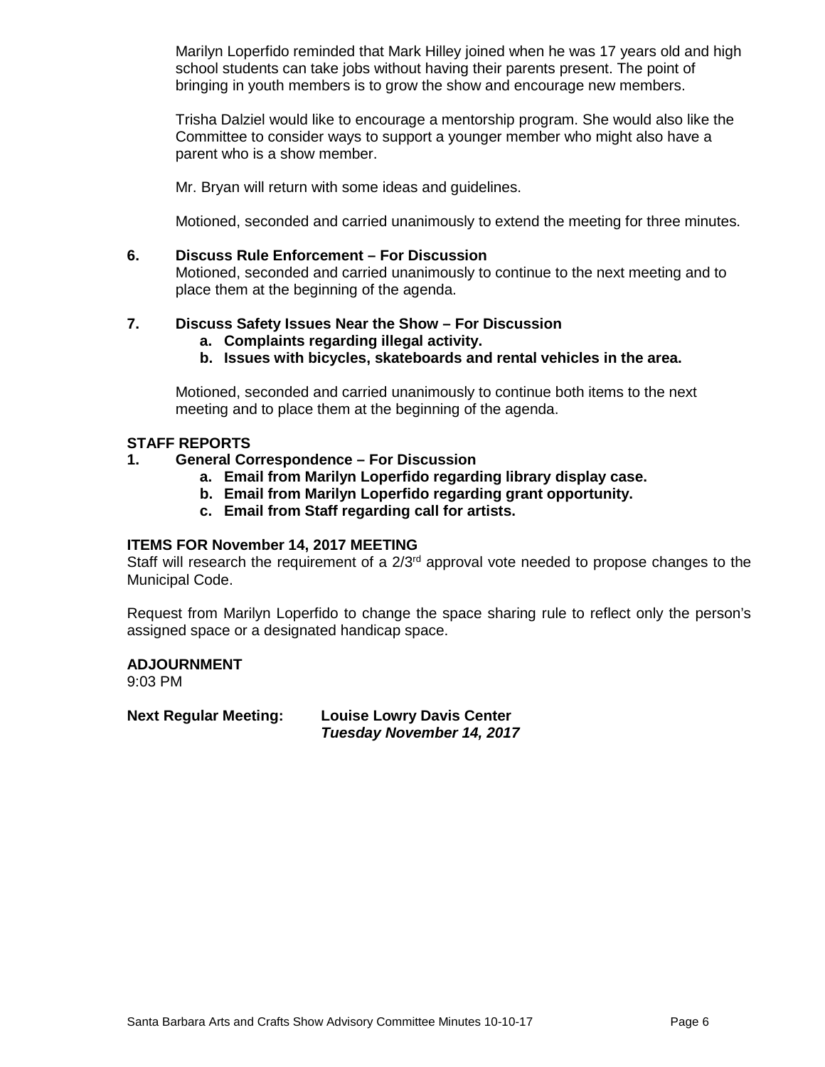Marilyn Loperfido reminded that Mark Hilley joined when he was 17 years old and high school students can take jobs without having their parents present. The point of bringing in youth members is to grow the show and encourage new members.

Trisha Dalziel would like to encourage a mentorship program. She would also like the Committee to consider ways to support a younger member who might also have a parent who is a show member.

Mr. Bryan will return with some ideas and guidelines.

Motioned, seconded and carried unanimously to extend the meeting for three minutes.

**6. Discuss Rule Enforcement – For Discussion**

Motioned, seconded and carried unanimously to continue to the next meeting and to place them at the beginning of the agenda.

**7. Discuss Safety Issues Near the Show – For Discussion**

- **a. Complaints regarding illegal activity.**
- **b. Issues with bicycles, skateboards and rental vehicles in the area.**

Motioned, seconded and carried unanimously to continue both items to the next meeting and to place them at the beginning of the agenda.

**STAFF REPORTS**

**1. General Correspondence – For Discussion**

- **a. Email from Marilyn Loperfido regarding library display case.**
- **b. Email from Marilyn Loperfido regarding grant opportunity.**
- **c. Email from Staff regarding call for artists.**

**ITEMS FOR November 14, 2017 MEETING**

Staff will research the requirement of a 2/3rd approval vote needed to propose changes to the Municipal Code.

Request from Marilyn Loperfido to change the space sharing rule to reflect only the person's assigned space or a designated handicap space.

**ADJOURNMENT**

9:03 PM

**Next Regular Meeting:** **Louise Lowry Davis Center**
***Tuesday November 14, 2017***